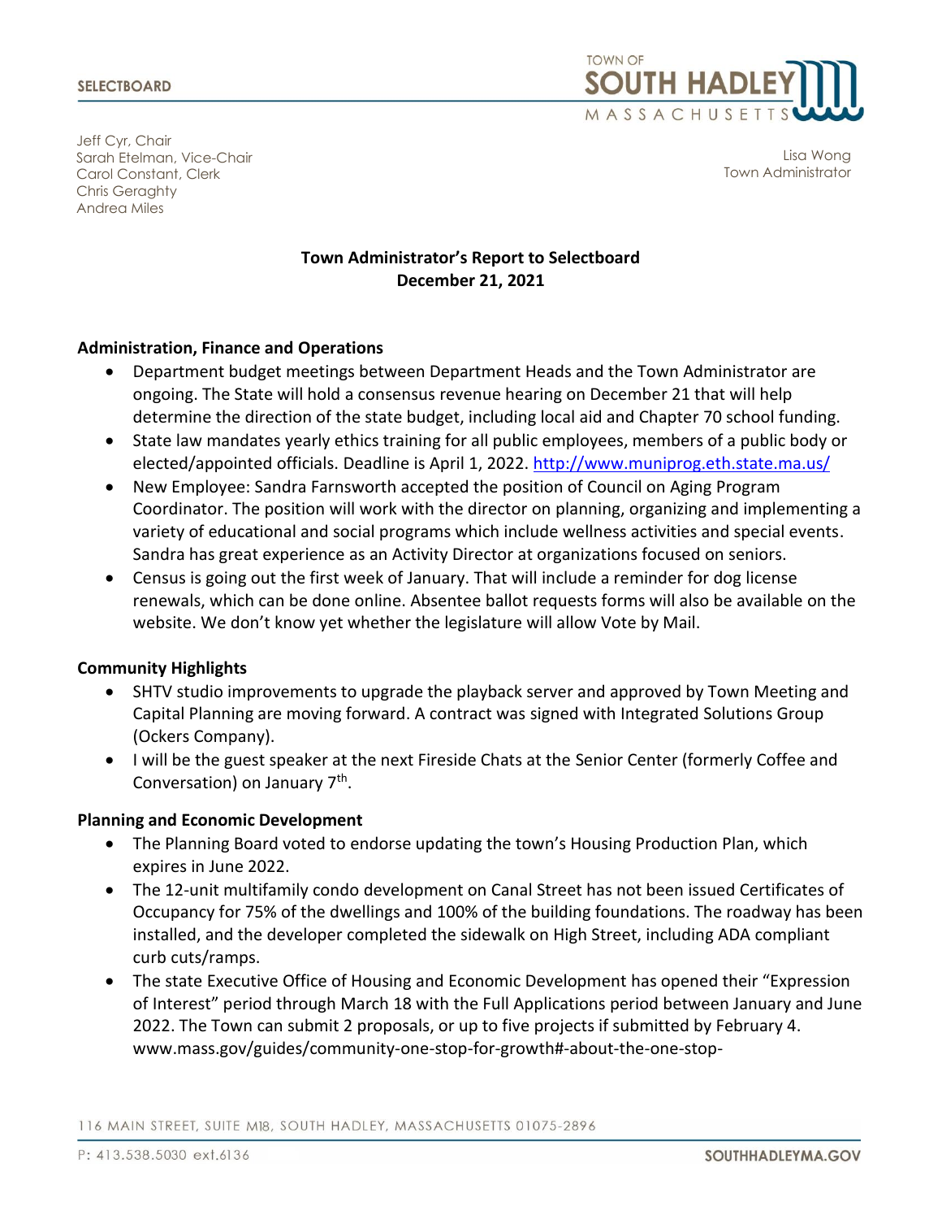SELECTBOARD

TOWN OF SOUTH HADLEY MASSACHUSETTS

Jeff Cyr, Chair
Sarah Etelman, Vice-Chair
Carol Constant, Clerk
Chris Geraghty
Andrea Miles

Lisa Wong
Town Administrator

**Town Administrator's Report to Selectboard**
**December 21, 2021**

## Administration, Finance and Operations

- Department budget meetings between Department Heads and the Town Administrator are ongoing. The State will hold a consensus revenue hearing on December 21 that will help determine the direction of the state budget, including local aid and Chapter 70 school funding.
- State law mandates yearly ethics training for all public employees, members of a public body or elected/appointed officials. Deadline is April 1, 2022. http://www.muniprog.eth.state.ma.us/
- New Employee: Sandra Farnsworth accepted the position of Council on Aging Program Coordinator. The position will work with the director on planning, organizing and implementing a variety of educational and social programs which include wellness activities and special events. Sandra has great experience as an Activity Director at organizations focused on seniors.
- Census is going out the first week of January. That will include a reminder for dog license renewals, which can be done online. Absentee ballot requests forms will also be available on the website. We don't know yet whether the legislature will allow Vote by Mail.

## Community Highlights

- SHTV studio improvements to upgrade the playback server and approved by Town Meeting and Capital Planning are moving forward. A contract was signed with Integrated Solutions Group (Ockers Company).
- I will be the guest speaker at the next Fireside Chats at the Senior Center (formerly Coffee and Conversation) on January 7th.

## Planning and Economic Development

- The Planning Board voted to endorse updating the town's Housing Production Plan, which expires in June 2022.
- The 12-unit multifamily condo development on Canal Street has not been issued Certificates of Occupancy for 75% of the dwellings and 100% of the building foundations. The roadway has been installed, and the developer completed the sidewalk on High Street, including ADA compliant curb cuts/ramps.
- The state Executive Office of Housing and Economic Development has opened their "Expression of Interest" period through March 18 with the Full Applications period between January and June 2022. The Town can submit 2 proposals, or up to five projects if submitted by February 4. www.mass.gov/guides/community-one-stop-for-growth#-about-the-one-stop-

116 MAIN STREET, SUITE M18, SOUTH HADLEY, MASSACHUSETTS 01075-2896

P: 413.538.5030 ext.6136

SOUTHHADLEYMA.GOV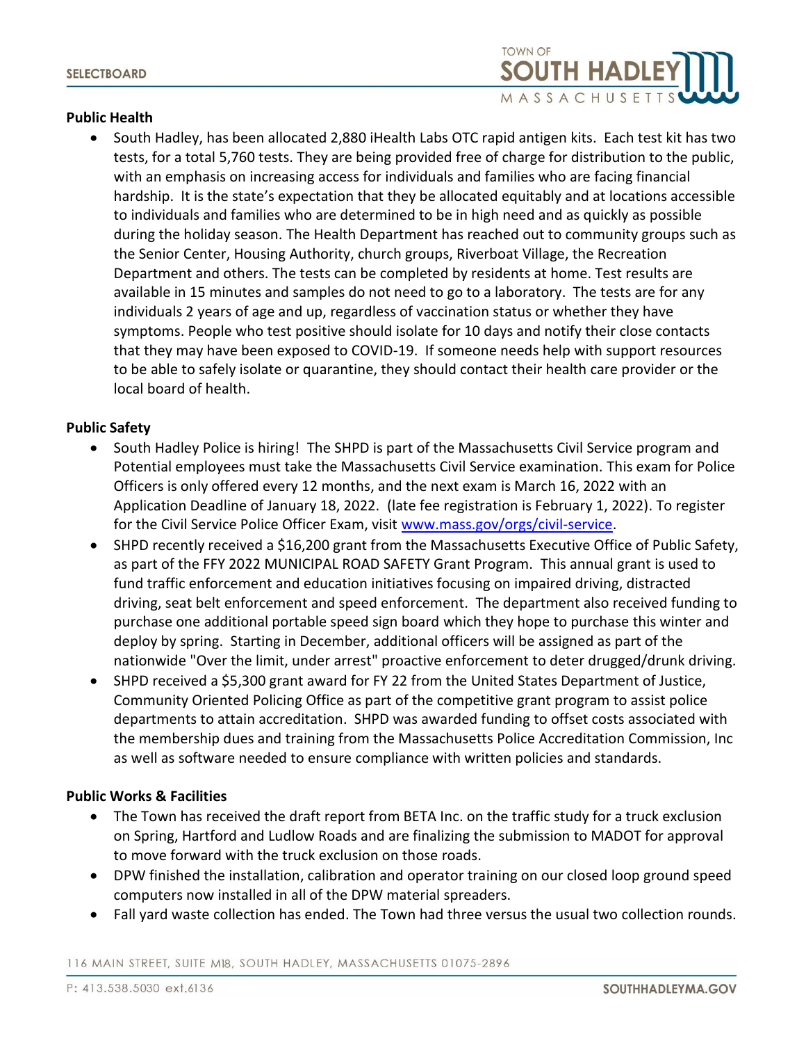**Public Health**

- South Hadley, has been allocated 2,880 iHealth Labs OTC rapid antigen kits. Each test kit has two tests, for a total 5,760 tests. They are being provided free of charge for distribution to the public, with an emphasis on increasing access for individuals and families who are facing financial hardship. It is the state's expectation that they be allocated equitably and at locations accessible to individuals and families who are determined to be in high need and as quickly as possible during the holiday season. The Health Department has reached out to community groups such as the Senior Center, Housing Authority, church groups, Riverboat Village, the Recreation Department and others. The tests can be completed by residents at home. Test results are available in 15 minutes and samples do not need to go to a laboratory. The tests are for any individuals 2 years of age and up, regardless of vaccination status or whether they have symptoms. People who test positive should isolate for 10 days and notify their close contacts that they may have been exposed to COVID-19. If someone needs help with support resources to be able to safely isolate or quarantine, they should contact their health care provider or the local board of health.

**Public Safety**

- South Hadley Police is hiring! The SHPD is part of the Massachusetts Civil Service program and Potential employees must take the Massachusetts Civil Service examination. This exam for Police Officers is only offered every 12 months, and the next exam is March 16, 2022 with an Application Deadline of January 18, 2022. (late fee registration is February 1, 2022). To register for the Civil Service Police Officer Exam, visit [www.mass.gov/orgs/civil-service](http://www.mass.gov/orgs/civil-service).
- SHPD recently received a $16,200 grant from the Massachusetts Executive Office of Public Safety, as part of the FFY 2022 MUNICIPAL ROAD SAFETY Grant Program. This annual grant is used to fund traffic enforcement and education initiatives focusing on impaired driving, distracted driving, seat belt enforcement and speed enforcement. The department also received funding to purchase one additional portable speed sign board which they hope to purchase this winter and deploy by spring. Starting in December, additional officers will be assigned as part of the nationwide "Over the limit, under arrest" proactive enforcement to deter drugged/drunk driving.
- SHPD received a $5,300 grant award for FY 22 from the United States Department of Justice, Community Oriented Policing Office as part of the competitive grant program to assist police departments to attain accreditation. SHPD was awarded funding to offset costs associated with the membership dues and training from the Massachusetts Police Accreditation Commission, Inc as well as software needed to ensure compliance with written policies and standards.

**Public Works & Facilities**

- The Town has received the draft report from BETA Inc. on the traffic study for a truck exclusion on Spring, Hartford and Ludlow Roads and are finalizing the submission to MADOT for approval to move forward with the truck exclusion on those roads.
- DPW finished the installation, calibration and operator training on our closed loop ground speed computers now installed in all of the DPW material spreaders.
- Fall yard waste collection has ended. The Town had three versus the usual two collection rounds.